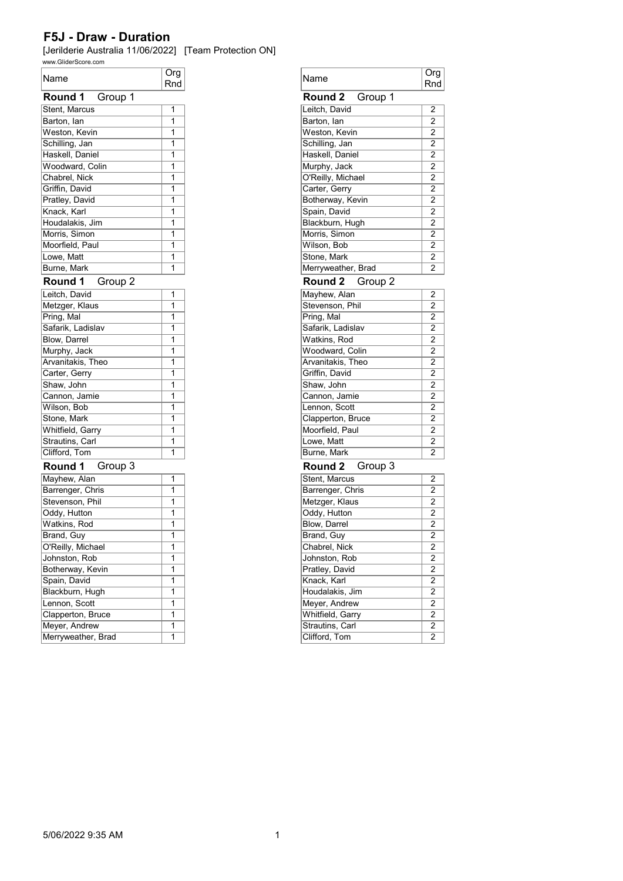# F5J - Draw - Duration

[Jerilderie Australia 11/06/2022]   [Team Protection ON]

www.GliderScore.com

**Round 1** Group 1

| Name | Org Rnd |
|---|---|
| Stent, Marcus | 1 |
| Barton, Ian | 1 |
| Weston, Kevin | 1 |
| Schilling, Jan | 1 |
| Haskell, Daniel | 1 |
| Woodward, Colin | 1 |
| Chabrel, Nick | 1 |
| Griffin, David | 1 |
| Pratley, David | 1 |
| Knack, Karl | 1 |
| Houdalakis, Jim | 1 |
| Morris, Simon | 1 |
| Moorfield, Paul | 1 |
| Lowe, Matt | 1 |
| Burne, Mark | 1 |

**Round 1** Group 2

| Name | Org Rnd |
|---|---|
| Leitch, David | 1 |
| Metzger, Klaus | 1 |
| Pring, Mal | 1 |
| Safarik, Ladislav | 1 |
| Blow, Darrel | 1 |
| Murphy, Jack | 1 |
| Arvanitakis, Theo | 1 |
| Carter, Gerry | 1 |
| Shaw, John | 1 |
| Cannon, Jamie | 1 |
| Wilson, Bob | 1 |
| Stone, Mark | 1 |
| Whitfield, Garry | 1 |
| Strautins, Carl | 1 |
| Clifford, Tom | 1 |

**Round 1** Group 3

| Name | Org Rnd |
|---|---|
| Mayhew, Alan | 1 |
| Barrenger, Chris | 1 |
| Stevenson, Phil | 1 |
| Oddy, Hutton | 1 |
| Watkins, Rod | 1 |
| Brand, Guy | 1 |
| O'Reilly, Michael | 1 |
| Johnston, Rob | 1 |
| Botherway, Kevin | 1 |
| Spain, David | 1 |
| Blackburn, Hugh | 1 |
| Lennon, Scott | 1 |
| Clapperton, Bruce | 1 |
| Meyer, Andrew | 1 |
| Merryweather, Brad | 1 |

**Round 2** Group 1

| Name | Org Rnd |
|---|---|
| Leitch, David | 2 |
| Barton, Ian | 2 |
| Weston, Kevin | 2 |
| Schilling, Jan | 2 |
| Haskell, Daniel | 2 |
| Murphy, Jack | 2 |
| O'Reilly, Michael | 2 |
| Carter, Gerry | 2 |
| Botherway, Kevin | 2 |
| Spain, David | 2 |
| Blackburn, Hugh | 2 |
| Morris, Simon | 2 |
| Wilson, Bob | 2 |
| Stone, Mark | 2 |
| Merryweather, Brad | 2 |

**Round 2** Group 2

| Name | Org Rnd |
|---|---|
| Mayhew, Alan | 2 |
| Stevenson, Phil | 2 |
| Pring, Mal | 2 |
| Safarik, Ladislav | 2 |
| Watkins, Rod | 2 |
| Woodward, Colin | 2 |
| Arvanitakis, Theo | 2 |
| Griffin, David | 2 |
| Shaw, John | 2 |
| Cannon, Jamie | 2 |
| Lennon, Scott | 2 |
| Clapperton, Bruce | 2 |
| Moorfield, Paul | 2 |
| Lowe, Matt | 2 |
| Burne, Mark | 2 |

**Round 2** Group 3

| Name | Org Rnd |
|---|---|
| Stent, Marcus | 2 |
| Barrenger, Chris | 2 |
| Metzger, Klaus | 2 |
| Oddy, Hutton | 2 |
| Blow, Darrel | 2 |
| Brand, Guy | 2 |
| Chabrel, Nick | 2 |
| Johnston, Rob | 2 |
| Pratley, David | 2 |
| Knack, Karl | 2 |
| Houdalakis, Jim | 2 |
| Meyer, Andrew | 2 |
| Whitfield, Garry | 2 |
| Strautins, Carl | 2 |
| Clifford, Tom | 2 |

5/06/2022 9:35 AM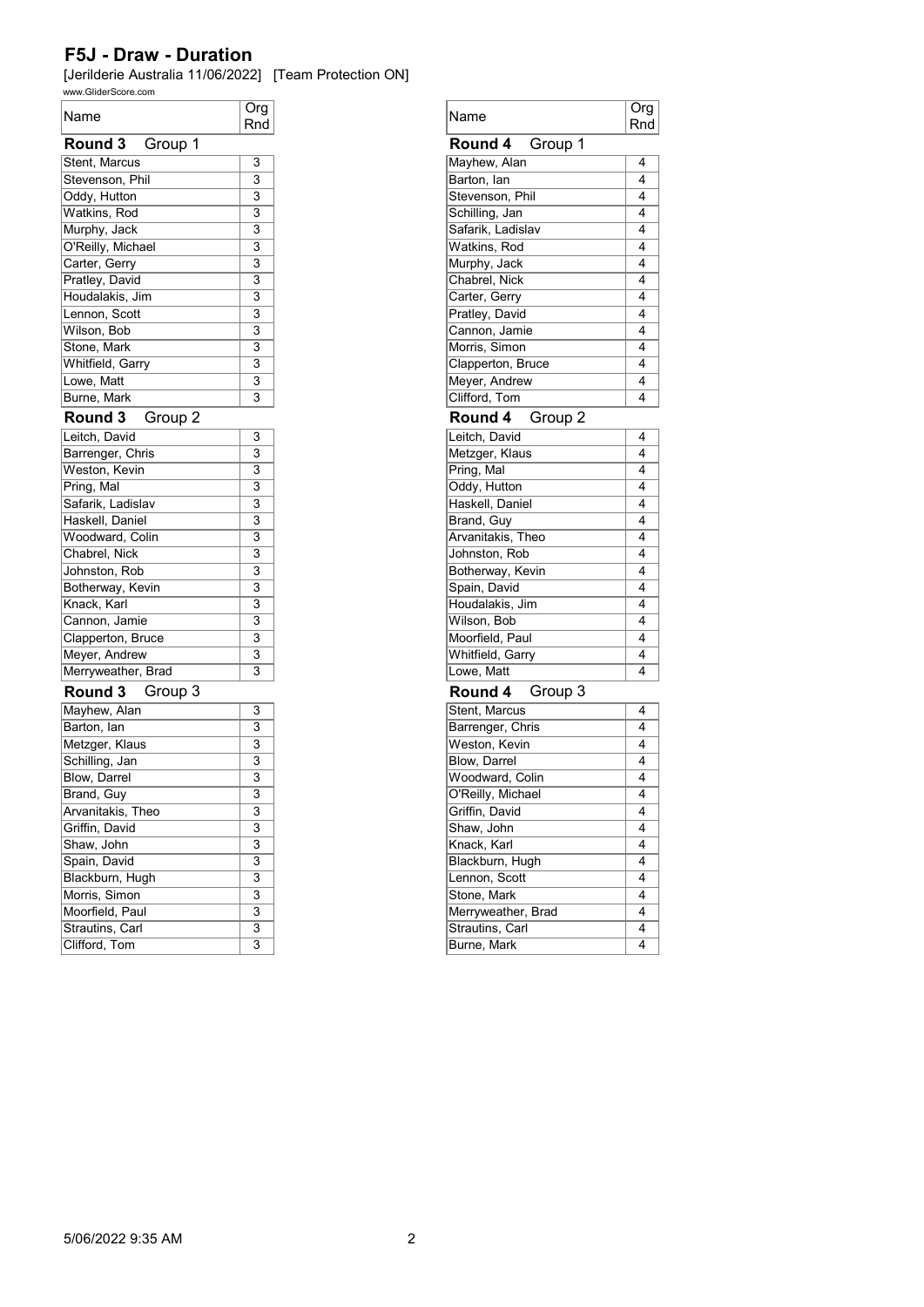# F5J - Draw - Duration

[Jerilderie Australia 11/06/2022] [Team Protection ON]

www.GliderScore.com

### Round 3 Group 1

| Name | Org Rnd |
|---|---|
| Stent, Marcus | 3 |
| Stevenson, Phil | 3 |
| Oddy, Hutton | 3 |
| Watkins, Rod | 3 |
| Murphy, Jack | 3 |
| O'Reilly, Michael | 3 |
| Carter, Gerry | 3 |
| Pratley, David | 3 |
| Houdalakis, Jim | 3 |
| Lennon, Scott | 3 |
| Wilson, Bob | 3 |
| Stone, Mark | 3 |
| Whitfield, Garry | 3 |
| Lowe, Matt | 3 |
| Burne, Mark | 3 |

### Round 3 Group 2

| Name | Org Rnd |
|---|---|
| Leitch, David | 3 |
| Barrenger, Chris | 3 |
| Weston, Kevin | 3 |
| Pring, Mal | 3 |
| Safarik, Ladislav | 3 |
| Haskell, Daniel | 3 |
| Woodward, Colin | 3 |
| Chabrel, Nick | 3 |
| Johnston, Rob | 3 |
| Botherway, Kevin | 3 |
| Knack, Karl | 3 |
| Cannon, Jamie | 3 |
| Clapperton, Bruce | 3 |
| Meyer, Andrew | 3 |
| Merryweather, Brad | 3 |

### Round 3 Group 3

| Name | Org Rnd |
|---|---|
| Mayhew, Alan | 3 |
| Barton, Ian | 3 |
| Metzger, Klaus | 3 |
| Schilling, Jan | 3 |
| Blow, Darrel | 3 |
| Brand, Guy | 3 |
| Arvanitakis, Theo | 3 |
| Griffin, David | 3 |
| Shaw, John | 3 |
| Spain, David | 3 |
| Blackburn, Hugh | 3 |
| Morris, Simon | 3 |
| Moorfield, Paul | 3 |
| Strautins, Carl | 3 |
| Clifford, Tom | 3 |

### Round 4 Group 1

| Name | Org Rnd |
|---|---|
| Mayhew, Alan | 4 |
| Barton, Ian | 4 |
| Stevenson, Phil | 4 |
| Schilling, Jan | 4 |
| Safarik, Ladislav | 4 |
| Watkins, Rod | 4 |
| Murphy, Jack | 4 |
| Chabrel, Nick | 4 |
| Carter, Gerry | 4 |
| Pratley, David | 4 |
| Cannon, Jamie | 4 |
| Morris, Simon | 4 |
| Clapperton, Bruce | 4 |
| Meyer, Andrew | 4 |
| Clifford, Tom | 4 |

### Round 4 Group 2

| Name | Org Rnd |
|---|---|
| Leitch, David | 4 |
| Metzger, Klaus | 4 |
| Pring, Mal | 4 |
| Oddy, Hutton | 4 |
| Haskell, Daniel | 4 |
| Brand, Guy | 4 |
| Arvanitakis, Theo | 4 |
| Johnston, Rob | 4 |
| Botherway, Kevin | 4 |
| Spain, David | 4 |
| Houdalakis, Jim | 4 |
| Wilson, Bob | 4 |
| Moorfield, Paul | 4 |
| Whitfield, Garry | 4 |
| Lowe, Matt | 4 |

### Round 4 Group 3

| Name | Org Rnd |
|---|---|
| Stent, Marcus | 4 |
| Barrenger, Chris | 4 |
| Weston, Kevin | 4 |
| Blow, Darrel | 4 |
| Woodward, Colin | 4 |
| O'Reilly, Michael | 4 |
| Griffin, David | 4 |
| Shaw, John | 4 |
| Knack, Karl | 4 |
| Blackburn, Hugh | 4 |
| Lennon, Scott | 4 |
| Stone, Mark | 4 |
| Merryweather, Brad | 4 |
| Strautins, Carl | 4 |
| Burne, Mark | 4 |

5/06/2022 9:35 AM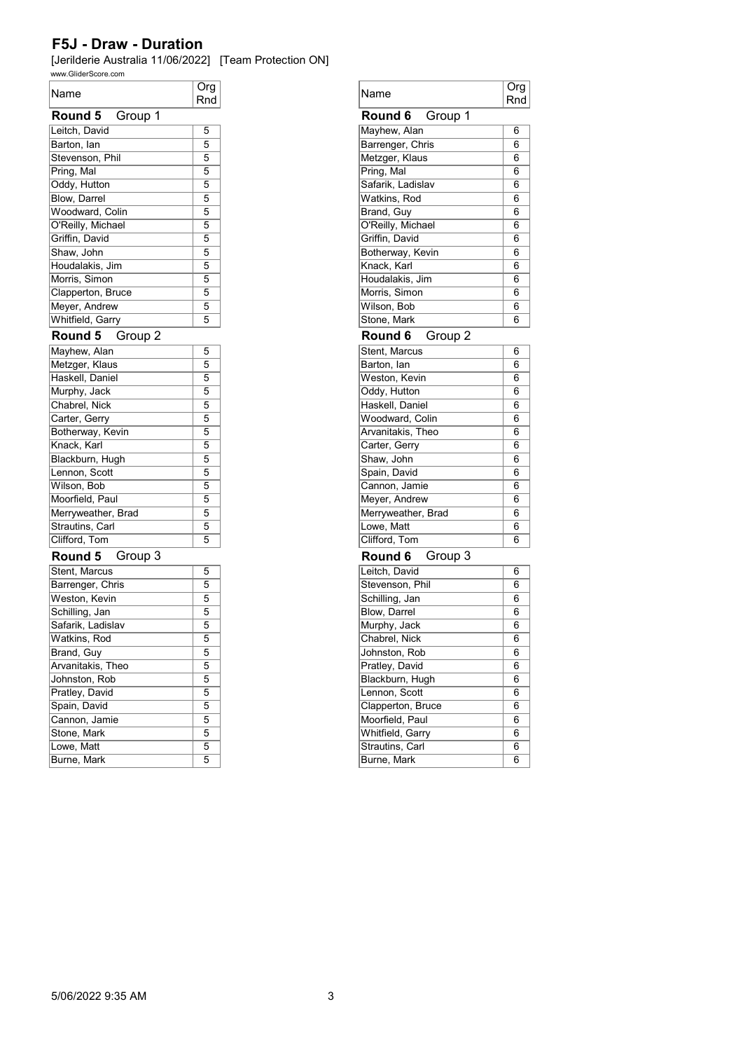# F5J - Draw - Duration

[Jerilderie Australia 11/06/2022] [Team Protection ON]

www.GliderScore.com

### Round 5 Group 1

| Name | Org Rnd |
|---|---|
| Leitch, David | 5 |
| Barton, Ian | 5 |
| Stevenson, Phil | 5 |
| Pring, Mal | 5 |
| Oddy, Hutton | 5 |
| Blow, Darrel | 5 |
| Woodward, Colin | 5 |
| O'Reilly, Michael | 5 |
| Griffin, David | 5 |
| Shaw, John | 5 |
| Houdalakis, Jim | 5 |
| Morris, Simon | 5 |
| Clapperton, Bruce | 5 |
| Meyer, Andrew | 5 |
| Whitfield, Garry | 5 |

### Round 5 Group 2

| Name | Org Rnd |
|---|---|
| Mayhew, Alan | 5 |
| Metzger, Klaus | 5 |
| Haskell, Daniel | 5 |
| Murphy, Jack | 5 |
| Chabrel, Nick | 5 |
| Carter, Gerry | 5 |
| Botherway, Kevin | 5 |
| Knack, Karl | 5 |
| Blackburn, Hugh | 5 |
| Lennon, Scott | 5 |
| Wilson, Bob | 5 |
| Moorfield, Paul | 5 |
| Merryweather, Brad | 5 |
| Strautins, Carl | 5 |
| Clifford, Tom | 5 |

### Round 5 Group 3

| Name | Org Rnd |
|---|---|
| Stent, Marcus | 5 |
| Barrenger, Chris | 5 |
| Weston, Kevin | 5 |
| Schilling, Jan | 5 |
| Safarik, Ladislav | 5 |
| Watkins, Rod | 5 |
| Brand, Guy | 5 |
| Arvanitakis, Theo | 5 |
| Johnston, Rob | 5 |
| Pratley, David | 5 |
| Spain, David | 5 |
| Cannon, Jamie | 5 |
| Stone, Mark | 5 |
| Lowe, Matt | 5 |
| Burne, Mark | 5 |

### Round 6 Group 1

| Name | Org Rnd |
|---|---|
| Mayhew, Alan | 6 |
| Barrenger, Chris | 6 |
| Metzger, Klaus | 6 |
| Pring, Mal | 6 |
| Safarik, Ladislav | 6 |
| Watkins, Rod | 6 |
| Brand, Guy | 6 |
| O'Reilly, Michael | 6 |
| Griffin, David | 6 |
| Botherway, Kevin | 6 |
| Knack, Karl | 6 |
| Houdalakis, Jim | 6 |
| Morris, Simon | 6 |
| Wilson, Bob | 6 |
| Stone, Mark | 6 |

### Round 6 Group 2

| Name | Org Rnd |
|---|---|
| Stent, Marcus | 6 |
| Barton, Ian | 6 |
| Weston, Kevin | 6 |
| Oddy, Hutton | 6 |
| Haskell, Daniel | 6 |
| Woodward, Colin | 6 |
| Arvanitakis, Theo | 6 |
| Carter, Gerry | 6 |
| Shaw, John | 6 |
| Spain, David | 6 |
| Cannon, Jamie | 6 |
| Meyer, Andrew | 6 |
| Merryweather, Brad | 6 |
| Lowe, Matt | 6 |
| Clifford, Tom | 6 |

### Round 6 Group 3

| Name | Org Rnd |
|---|---|
| Leitch, David | 6 |
| Stevenson, Phil | 6 |
| Schilling, Jan | 6 |
| Blow, Darrel | 6 |
| Murphy, Jack | 6 |
| Chabrel, Nick | 6 |
| Johnston, Rob | 6 |
| Pratley, David | 6 |
| Blackburn, Hugh | 6 |
| Lennon, Scott | 6 |
| Clapperton, Bruce | 6 |
| Moorfield, Paul | 6 |
| Whitfield, Garry | 6 |
| Strautins, Carl | 6 |
| Burne, Mark | 6 |

5/06/2022 9:35 AM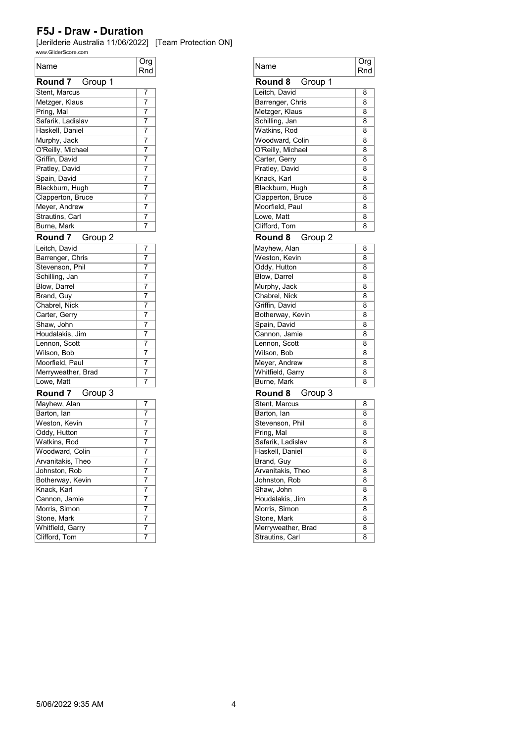# F5J - Draw - Duration

[Jerilderie Australia 11/06/2022] [Team Protection ON]

www.GliderScore.com

| Name | Org Rnd |
|---|---|
| **Round 7** Group 1 | |
| Stent, Marcus | 7 |
| Metzger, Klaus | 7 |
| Pring, Mal | 7 |
| Safarik, Ladislav | 7 |
| Haskell, Daniel | 7 |
| Murphy, Jack | 7 |
| O'Reilly, Michael | 7 |
| Griffin, David | 7 |
| Pratley, David | 7 |
| Spain, David | 7 |
| Blackburn, Hugh | 7 |
| Clapperton, Bruce | 7 |
| Meyer, Andrew | 7 |
| Strautins, Carl | 7 |
| Burne, Mark | 7 |
| **Round 7** Group 2 | |
| Leitch, David | 7 |
| Barrenger, Chris | 7 |
| Stevenson, Phil | 7 |
| Schilling, Jan | 7 |
| Blow, Darrel | 7 |
| Brand, Guy | 7 |
| Chabrel, Nick | 7 |
| Carter, Gerry | 7 |
| Shaw, John | 7 |
| Houdalakis, Jim | 7 |
| Lennon, Scott | 7 |
| Wilson, Bob | 7 |
| Moorfield, Paul | 7 |
| Merryweather, Brad | 7 |
| Lowe, Matt | 7 |
| **Round 7** Group 3 | |
| Mayhew, Alan | 7 |
| Barton, Ian | 7 |
| Weston, Kevin | 7 |
| Oddy, Hutton | 7 |
| Watkins, Rod | 7 |
| Woodward, Colin | 7 |
| Arvanitakis, Theo | 7 |
| Johnston, Rob | 7 |
| Botherway, Kevin | 7 |
| Knack, Karl | 7 |
| Cannon, Jamie | 7 |
| Morris, Simon | 7 |
| Stone, Mark | 7 |
| Whitfield, Garry | 7 |
| Clifford, Tom | 7 |

| Name | Org Rnd |
|---|---|
| **Round 8** Group 1 | |
| Leitch, David | 8 |
| Barrenger, Chris | 8 |
| Metzger, Klaus | 8 |
| Schilling, Jan | 8 |
| Watkins, Rod | 8 |
| Woodward, Colin | 8 |
| O'Reilly, Michael | 8 |
| Carter, Gerry | 8 |
| Pratley, David | 8 |
| Knack, Karl | 8 |
| Blackburn, Hugh | 8 |
| Clapperton, Bruce | 8 |
| Moorfield, Paul | 8 |
| Lowe, Matt | 8 |
| Clifford, Tom | 8 |
| **Round 8** Group 2 | |
| Mayhew, Alan | 8 |
| Weston, Kevin | 8 |
| Oddy, Hutton | 8 |
| Blow, Darrel | 8 |
| Murphy, Jack | 8 |
| Chabrel, Nick | 8 |
| Griffin, David | 8 |
| Botherway, Kevin | 8 |
| Spain, David | 8 |
| Cannon, Jamie | 8 |
| Lennon, Scott | 8 |
| Wilson, Bob | 8 |
| Meyer, Andrew | 8 |
| Whitfield, Garry | 8 |
| Burne, Mark | 8 |
| **Round 8** Group 3 | |
| Stent, Marcus | 8 |
| Barton, Ian | 8 |
| Stevenson, Phil | 8 |
| Pring, Mal | 8 |
| Safarik, Ladislav | 8 |
| Haskell, Daniel | 8 |
| Brand, Guy | 8 |
| Arvanitakis, Theo | 8 |
| Johnston, Rob | 8 |
| Shaw, John | 8 |
| Houdalakis, Jim | 8 |
| Morris, Simon | 8 |
| Stone, Mark | 8 |
| Merryweather, Brad | 8 |
| Strautins, Carl | 8 |

5/06/2022 9:35 AM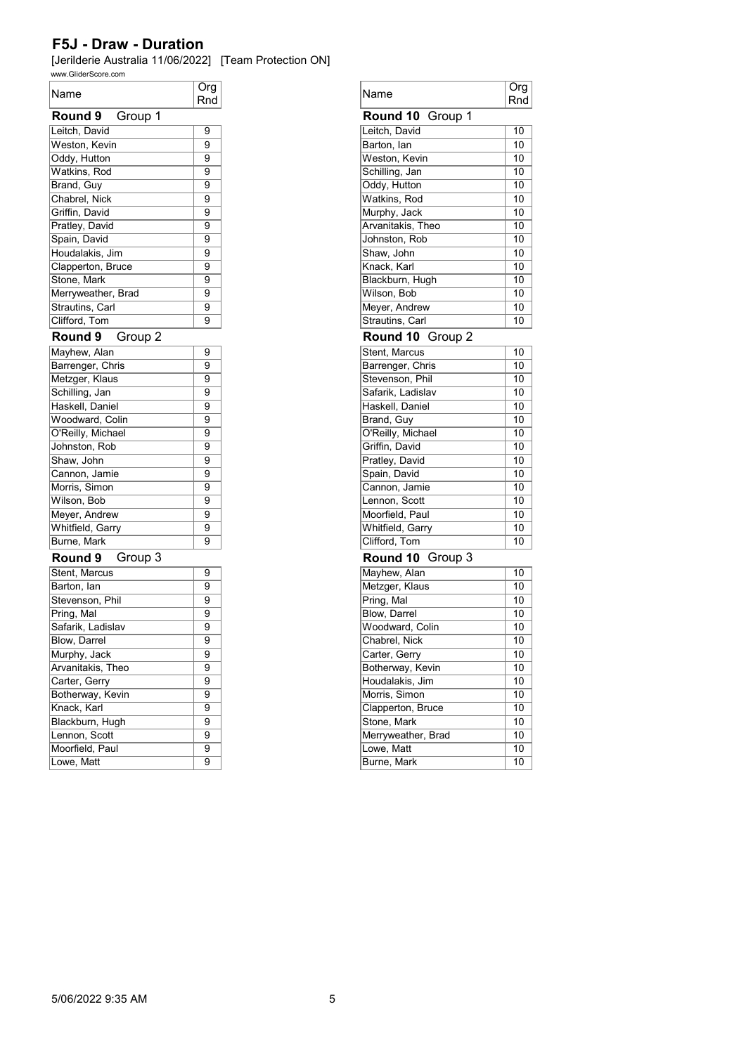## F5J - Draw - Duration

[Jerilderie Australia 11/06/2022] [Team Protection ON]

www.GliderScore.com

| Name | Org Rnd |
|---|---|
| **Round 9** Group 1 | |
| Leitch, David | 9 |
| Weston, Kevin | 9 |
| Oddy, Hutton | 9 |
| Watkins, Rod | 9 |
| Brand, Guy | 9 |
| Chabrel, Nick | 9 |
| Griffin, David | 9 |
| Pratley, David | 9 |
| Spain, David | 9 |
| Houdalakis, Jim | 9 |
| Clapperton, Bruce | 9 |
| Stone, Mark | 9 |
| Merryweather, Brad | 9 |
| Strautins, Carl | 9 |
| Clifford, Tom | 9 |
| **Round 9** Group 2 | |
| Mayhew, Alan | 9 |
| Barrenger, Chris | 9 |
| Metzger, Klaus | 9 |
| Schilling, Jan | 9 |
| Haskell, Daniel | 9 |
| Woodward, Colin | 9 |
| O'Reilly, Michael | 9 |
| Johnston, Rob | 9 |
| Shaw, John | 9 |
| Cannon, Jamie | 9 |
| Morris, Simon | 9 |
| Wilson, Bob | 9 |
| Meyer, Andrew | 9 |
| Whitfield, Garry | 9 |
| Burne, Mark | 9 |
| **Round 9** Group 3 | |
| Stent, Marcus | 9 |
| Barton, Ian | 9 |
| Stevenson, Phil | 9 |
| Pring, Mal | 9 |
| Safarik, Ladislav | 9 |
| Blow, Darrel | 9 |
| Murphy, Jack | 9 |
| Arvanitakis, Theo | 9 |
| Carter, Gerry | 9 |
| Botherway, Kevin | 9 |
| Knack, Karl | 9 |
| Blackburn, Hugh | 9 |
| Lennon, Scott | 9 |
| Moorfield, Paul | 9 |
| Lowe, Matt | 9 |

| Name | Org Rnd |
|---|---|
| **Round 10** Group 1 | |
| Leitch, David | 10 |
| Barton, Ian | 10 |
| Weston, Kevin | 10 |
| Schilling, Jan | 10 |
| Oddy, Hutton | 10 |
| Watkins, Rod | 10 |
| Murphy, Jack | 10 |
| Arvanitakis, Theo | 10 |
| Johnston, Rob | 10 |
| Shaw, John | 10 |
| Knack, Karl | 10 |
| Blackburn, Hugh | 10 |
| Wilson, Bob | 10 |
| Meyer, Andrew | 10 |
| Strautins, Carl | 10 |
| **Round 10** Group 2 | |
| Stent, Marcus | 10 |
| Barrenger, Chris | 10 |
| Stevenson, Phil | 10 |
| Safarik, Ladislav | 10 |
| Haskell, Daniel | 10 |
| Brand, Guy | 10 |
| O'Reilly, Michael | 10 |
| Griffin, David | 10 |
| Pratley, David | 10 |
| Spain, David | 10 |
| Cannon, Jamie | 10 |
| Lennon, Scott | 10 |
| Moorfield, Paul | 10 |
| Whitfield, Garry | 10 |
| Clifford, Tom | 10 |
| **Round 10** Group 3 | |
| Mayhew, Alan | 10 |
| Metzger, Klaus | 10 |
| Pring, Mal | 10 |
| Blow, Darrel | 10 |
| Woodward, Colin | 10 |
| Chabrel, Nick | 10 |
| Carter, Gerry | 10 |
| Botherway, Kevin | 10 |
| Houdalakis, Jim | 10 |
| Morris, Simon | 10 |
| Clapperton, Bruce | 10 |
| Stone, Mark | 10 |
| Merryweather, Brad | 10 |
| Lowe, Matt | 10 |
| Burne, Mark | 10 |

5/06/2022 9:35 AM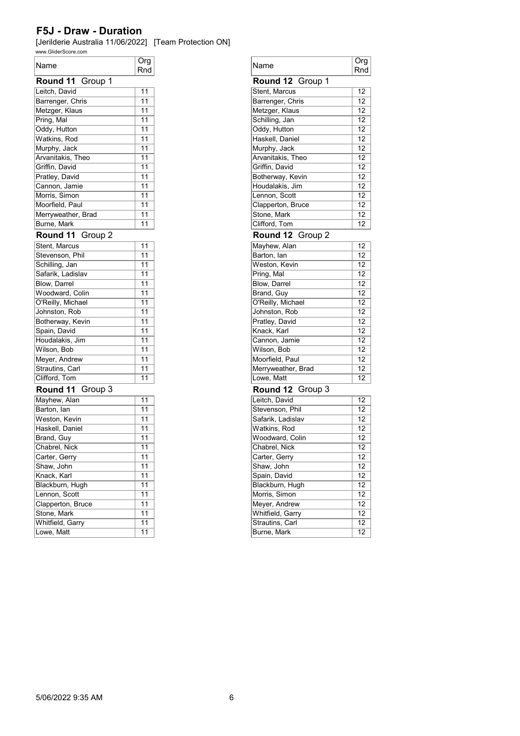# F5J - Draw - Duration

[Jerilderie Australia 11/06/2022] [Team Protection ON]

www.GliderScore.com

| Name | Org Rnd |
|---|---|
| **Round 11 Group 1** | |
| Leitch, David | 11 |
| Barrenger, Chris | 11 |
| Metzger, Klaus | 11 |
| Pring, Mal | 11 |
| Oddy, Hutton | 11 |
| Watkins, Rod | 11 |
| Murphy, Jack | 11 |
| Arvanitakis, Theo | 11 |
| Griffin, David | 11 |
| Pratley, David | 11 |
| Cannon, Jamie | 11 |
| Morris, Simon | 11 |
| Moorfield, Paul | 11 |
| Merryweather, Brad | 11 |
| Burne, Mark | 11 |
| **Round 11 Group 2** | |
| Stent, Marcus | 11 |
| Stevenson, Phil | 11 |
| Schilling, Jan | 11 |
| Safarik, Ladislav | 11 |
| Blow, Darrel | 11 |
| Woodward, Colin | 11 |
| O'Reilly, Michael | 11 |
| Johnston, Rob | 11 |
| Botherway, Kevin | 11 |
| Spain, David | 11 |
| Houdalakis, Jim | 11 |
| Wilson, Bob | 11 |
| Meyer, Andrew | 11 |
| Strautins, Carl | 11 |
| Clifford, Tom | 11 |
| **Round 11 Group 3** | |
| Mayhew, Alan | 11 |
| Barton, Ian | 11 |
| Weston, Kevin | 11 |
| Haskell, Daniel | 11 |
| Brand, Guy | 11 |
| Chabrel, Nick | 11 |
| Carter, Gerry | 11 |
| Shaw, John | 11 |
| Knack, Karl | 11 |
| Blackburn, Hugh | 11 |
| Lennon, Scott | 11 |
| Clapperton, Bruce | 11 |
| Stone, Mark | 11 |
| Whitfield, Garry | 11 |
| Lowe, Matt | 11 |

| Name | Org Rnd |
|---|---|
| **Round 12 Group 1** | |
| Stent, Marcus | 12 |
| Barrenger, Chris | 12 |
| Metzger, Klaus | 12 |
| Schilling, Jan | 12 |
| Oddy, Hutton | 12 |
| Haskell, Daniel | 12 |
| Murphy, Jack | 12 |
| Arvanitakis, Theo | 12 |
| Griffin, David | 12 |
| Botherway, Kevin | 12 |
| Houdalakis, Jim | 12 |
| Lennon, Scott | 12 |
| Clapperton, Bruce | 12 |
| Stone, Mark | 12 |
| Clifford, Tom | 12 |
| **Round 12 Group 2** | |
| Mayhew, Alan | 12 |
| Barton, Ian | 12 |
| Weston, Kevin | 12 |
| Pring, Mal | 12 |
| Blow, Darrel | 12 |
| Brand, Guy | 12 |
| O'Reilly, Michael | 12 |
| Johnston, Rob | 12 |
| Pratley, David | 12 |
| Knack, Karl | 12 |
| Cannon, Jamie | 12 |
| Wilson, Bob | 12 |
| Moorfield, Paul | 12 |
| Merryweather, Brad | 12 |
| Lowe, Matt | 12 |
| **Round 12 Group 3** | |
| Leitch, David | 12 |
| Stevenson, Phil | 12 |
| Safarik, Ladislav | 12 |
| Watkins, Rod | 12 |
| Woodward, Colin | 12 |
| Chabrel, Nick | 12 |
| Carter, Gerry | 12 |
| Shaw, John | 12 |
| Spain, David | 12 |
| Blackburn, Hugh | 12 |
| Morris, Simon | 12 |
| Meyer, Andrew | 12 |
| Whitfield, Garry | 12 |
| Strautins, Carl | 12 |
| Burne, Mark | 12 |

5/06/2022 9:35 AM